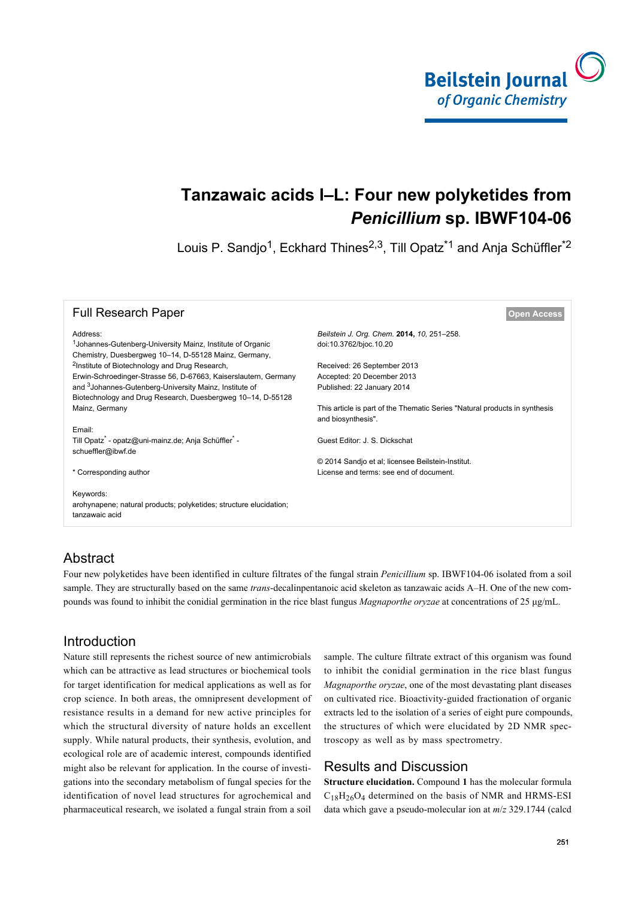# Tanzawaic acids I–L: Four new polyketides from *Penicillium* sp. IBWF104-06

Louis P. Sandjo[1], Eckhard Thines[2,3], Till Opatz*[1] and Anja Schüffler*[2]

**Full Research Paper** — Open Access

Address:
[1]Johannes-Gutenberg-University Mainz, Institute of Organic Chemistry, Duesbergweg 10–14, D-55128 Mainz, Germany, [2]Institute of Biotechnology and Drug Research, Erwin-Schroedinger-Strasse 56, D-67663, Kaiserslautern, Germany and [3]Johannes-Gutenberg-University Mainz, Institute of Biotechnology and Drug Research, Duesbergweg 10–14, D-55128 Mainz, Germany

Email:
Till Opatz* - opatz@uni-mainz.de; Anja Schüffler* - schueffler@ibwf.de

\* Corresponding author

Keywords:
arohynapene; natural products; polyketides; structure elucidation; tanzawaic acid

*Beilstein J. Org. Chem.* **2014,** *10,* 251–258.
doi:10.3762/bjoc.10.20

Received: 26 September 2013
Accepted: 20 December 2013
Published: 22 January 2014

This article is part of the Thematic Series "Natural products in synthesis and biosynthesis".

Guest Editor: J. S. Dickschat

© 2014 Sandjo et al; licensee Beilstein-Institut.
License and terms: see end of document.

## Abstract

Four new polyketides have been identified in culture filtrates of the fungal strain *Penicillium* sp. IBWF104-06 isolated from a soil sample. They are structurally based on the same *trans*-decalinpentanoic acid skeleton as tanzawaic acids A–H. One of the new compounds was found to inhibit the conidial germination in the rice blast fungus *Magnaporthe oryzae* at concentrations of 25 µg/mL.

## Introduction

Nature still represents the richest source of new antimicrobials which can be attractive as lead structures or biochemical tools for target identification for medical applications as well as for crop science. In both areas, the omnipresent development of resistance results in a demand for new active principles for which the structural diversity of nature holds an excellent supply. While natural products, their synthesis, evolution, and ecological role are of academic interest, compounds identified might also be relevant for application. In the course of investigations into the secondary metabolism of fungal species for the identification of novel lead structures for agrochemical and pharmaceutical research, we isolated a fungal strain from a soil sample. The culture filtrate extract of this organism was found to inhibit the conidial germination in the rice blast fungus *Magnaporthe oryzae*, one of the most devastating plant diseases on cultivated rice. Bioactivity-guided fractionation of organic extracts led to the isolation of a series of eight pure compounds, the structures of which were elucidated by 2D NMR spectroscopy as well as by mass spectrometry.

## Results and Discussion

**Structure elucidation.** Compound **1** has the molecular formula $C_{18}H_{26}O_4$ determined on the basis of NMR and HRMS-ESI data which gave a pseudo-molecular ion at *m*/*z* 329.1744 (calcd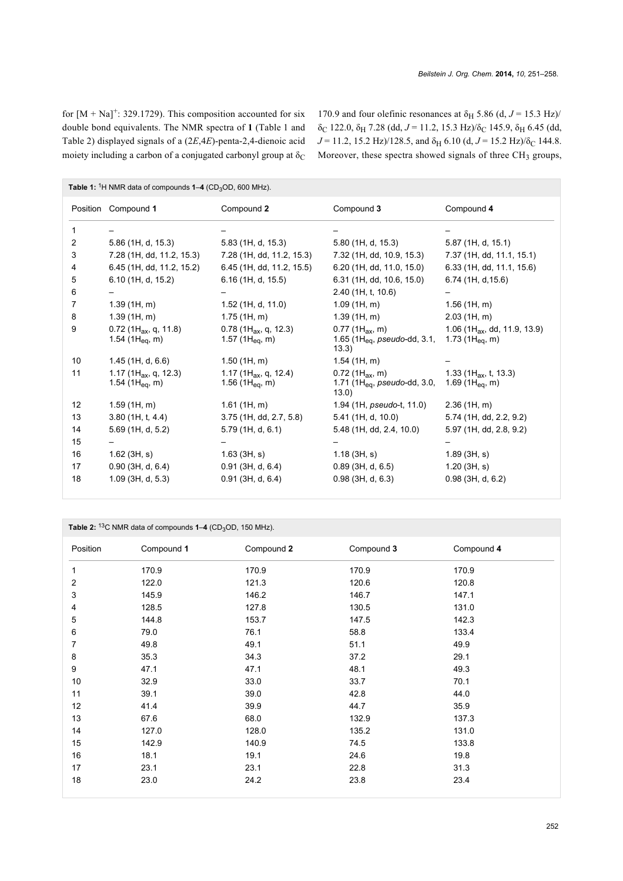for $[M + Na]^+$: 329.1729). This composition accounted for six double bond equivalents. The NMR spectra of **1** (Table 1 and Table 2) displayed signals of a (2*E*,4*E*)-penta-2,4-dienoic acid moiety including a carbon of a conjugated carbonyl group at $\delta_C$ 170.9 and four olefinic resonances at $\delta_H$ 5.86 (d, $J$ = 15.3 Hz)/ $\delta_C$ 122.0, $\delta_H$ 7.28 (dd, $J$ = 11.2, 15.3 Hz)/$\delta_C$ 145.9, $\delta_H$ 6.45 (dd, $J$ = 11.2, 15.2 Hz)/128.5, and $\delta_H$ 6.10 (d, $J$ = 15.2 Hz)/$\delta_C$ 144.8. Moreover, these spectra showed signals of three $CH_3$ groups,

**Table 1:** $^1$H NMR data of compounds **1**–**4** ($CD_3OD$, 600 MHz).

| Position | Compound **1** | Compound **2** | Compound **3** | Compound **4** |
|---|---|---|---|---|
| 1 | – | – | – | – |
| 2 | 5.86 (1H, d, 15.3) | 5.83 (1H, d, 15.3) | 5.80 (1H, d, 15.3) | 5.87 (1H, d, 15.1) |
| 3 | 7.28 (1H, dd, 11.2, 15.3) | 7.28 (1H, dd, 11.2, 15.3) | 7.32 (1H, dd, 10.9, 15.3) | 7.37 (1H, dd, 11.1, 15.1) |
| 4 | 6.45 (1H, dd, 11.2, 15.2) | 6.45 (1H, dd, 11.2, 15.5) | 6.20 (1H, dd, 11.0, 15.0) | 6.33 (1H, dd, 11.1, 15.6) |
| 5 | 6.10 (1H, d, 15.2) | 6.16 (1H, d, 15.5) | 6.31 (1H, dd, 10.6, 15.0) | 6.74 (1H, d,15.6) |
| 6 | – | – | 2.40 (1H, t, 10.6) | – |
| 7 | 1.39 (1H, m) | 1.52 (1H, d, 11.0) | 1.09 (1H, m) | 1.56 (1H, m) |
| 8 | 1.39 (1H, m) | 1.75 (1H, m) | 1.39 (1H, m) | 2.03 (1H, m) |
| 9 | 0.72 ($1H_{ax}$, q, 11.8) 1.54 ($1H_{eq}$, m) | 0.78 ($1H_{ax}$, q, 12.3) 1.57 ($1H_{eq}$, m) | 0.77 ($1H_{ax}$, m) 1.65 ($1H_{eq}$, *pseudo*-dd, 3.1, 13.3) | 1.06 ($1H_{ax}$, dd, 11.9, 13.9) 1.73 ($1H_{eq}$, m) |
| 10 | 1.45 (1H, d, 6.6) | 1.50 (1H, m) | 1.54 (1H, m) | – |
| 11 | 1.17 ($1H_{ax}$, q, 12.3) 1.54 ($1H_{eq}$, m) | 1.17 ($1H_{ax}$, q, 12.4) 1.56 ($1H_{eq}$, m) | 0.72 ($1H_{ax}$, m) 1.71 ($1H_{eq}$, *pseudo*-dd, 3.0, 13.0) | 1.33 ($1H_{ax}$, t, 13.3) 1.69 ($1H_{eq}$, m) |
| 12 | 1.59 (1H, m) | 1.61 (1H, m) | 1.94 (1H, *pseudo*-t, 11.0) | 2.36 (1H, m) |
| 13 | 3.80 (1H, t, 4.4) | 3.75 (1H, dd, 2.7, 5.8) | 5.41 (1H, d, 10.0) | 5.74 (1H, dd, 2.2, 9.2) |
| 14 | 5.69 (1H, d, 5.2) | 5.79 (1H, d, 6.1) | 5.48 (1H, dd, 2.4, 10.0) | 5.97 (1H, dd, 2.8, 9.2) |
| 15 | – | – | – | – |
| 16 | 1.62 (3H, s) | 1.63 (3H, s) | 1.18 (3H, s) | 1.89 (3H, s) |
| 17 | 0.90 (3H, d, 6.4) | 0.91 (3H, d, 6.4) | 0.89 (3H, d, 6.5) | 1.20 (3H, s) |
| 18 | 1.09 (3H, d, 5.3) | 0.91 (3H, d, 6.4) | 0.98 (3H, d, 6.3) | 0.98 (3H, d, 6.2) |

**Table 2:** $^{13}$C NMR data of compounds **1**–**4** ($CD_3OD$, 150 MHz).

| Position | Compound **1** | Compound **2** | Compound **3** | Compound **4** |
|---|---|---|---|---|
| 1 | 170.9 | 170.9 | 170.9 | 170.9 |
| 2 | 122.0 | 121.3 | 120.6 | 120.8 |
| 3 | 145.9 | 146.2 | 146.7 | 147.1 |
| 4 | 128.5 | 127.8 | 130.5 | 131.0 |
| 5 | 144.8 | 153.7 | 147.5 | 142.3 |
| 6 | 79.0 | 76.1 | 58.8 | 133.4 |
| 7 | 49.8 | 49.1 | 51.1 | 49.9 |
| 8 | 35.3 | 34.3 | 37.2 | 29.1 |
| 9 | 47.1 | 47.1 | 48.1 | 49.3 |
| 10 | 32.9 | 33.0 | 33.7 | 70.1 |
| 11 | 39.1 | 39.0 | 42.8 | 44.0 |
| 12 | 41.4 | 39.9 | 44.7 | 35.9 |
| 13 | 67.6 | 68.0 | 132.9 | 137.3 |
| 14 | 127.0 | 128.0 | 135.2 | 131.0 |
| 15 | 142.9 | 140.9 | 74.5 | 133.8 |
| 16 | 18.1 | 19.1 | 24.6 | 19.8 |
| 17 | 23.1 | 23.1 | 22.8 | 31.3 |
| 18 | 23.0 | 24.2 | 23.8 | 23.4 |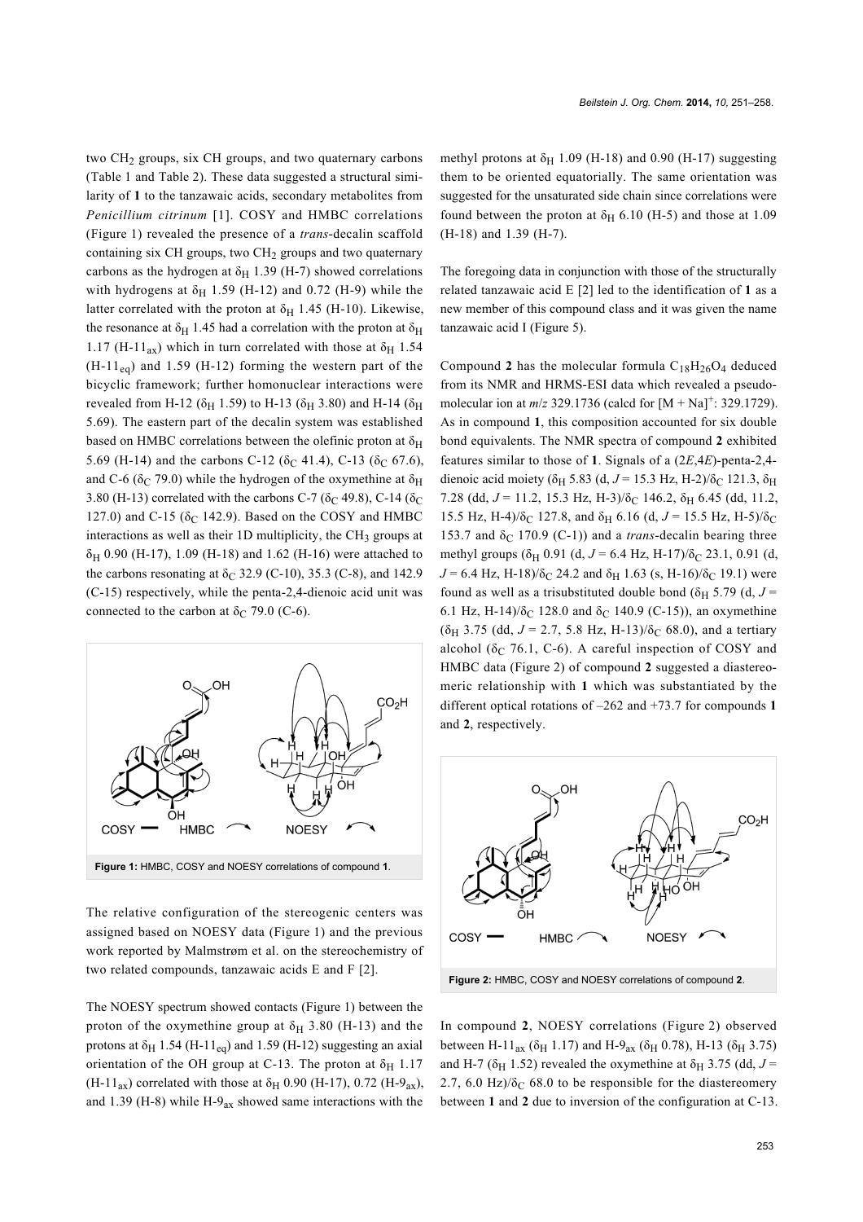two $CH_2$ groups, six CH groups, and two quaternary carbons (Table 1 and Table 2). These data suggested a structural similarity of **1** to the tanzawaic acids, secondary metabolites from *Penicillium citrinum* [1]. COSY and HMBC correlations (Figure 1) revealed the presence of a *trans*-decalin scaffold containing six CH groups, two $CH_2$ groups and two quaternary carbons as the hydrogen at $\delta_H$ 1.39 (H-7) showed correlations with hydrogens at $\delta_H$ 1.59 (H-12) and 0.72 (H-9) while the latter correlated with the proton at $\delta_H$ 1.45 (H-10). Likewise, the resonance at $\delta_H$ 1.45 had a correlation with the proton at $\delta_H$ 1.17 (H-$11_{ax}$) which in turn correlated with those at $\delta_H$ 1.54 (H-$11_{eq}$) and 1.59 (H-12) forming the western part of the bicyclic framework; further homonuclear interactions were revealed from H-12 ($\delta_H$ 1.59) to H-13 ($\delta_H$ 3.80) and H-14 ($\delta_H$ 5.69). The eastern part of the decalin system was established based on HMBC correlations between the olefinic proton at $\delta_H$ 5.69 (H-14) and the carbons C-12 ($\delta_C$ 41.4), C-13 ($\delta_C$ 67.6), and C-6 ($\delta_C$ 79.0) while the hydrogen of the oxymethine at $\delta_H$ 3.80 (H-13) correlated with the carbons C-7 ($\delta_C$ 49.8), C-14 ($\delta_C$ 127.0) and C-15 ($\delta_C$ 142.9). Based on the COSY and HMBC interactions as well as their 1D multiplicity, the $CH_3$ groups at $\delta_H$ 0.90 (H-17), 1.09 (H-18) and 1.62 (H-16) were attached to the carbons resonating at $\delta_C$ 32.9 (C-10), 35.3 (C-8), and 142.9 (C-15) respectively, while the penta-2,4-dienoic acid unit was connected to the carbon at $\delta_C$ 79.0 (C-6).

**Figure 1:** HMBC, COSY and NOESY correlations of compound **1**.

The relative configuration of the stereogenic centers was assigned based on NOESY data (Figure 1) and the previous work reported by Malmstrøm et al. on the stereochemistry of two related compounds, tanzawaic acids E and F [2].

The NOESY spectrum showed contacts (Figure 1) between the proton of the oxymethine group at $\delta_H$ 3.80 (H-13) and the protons at $\delta_H$ 1.54 (H-$11_{eq}$) and 1.59 (H-12) suggesting an axial orientation of the OH group at C-13. The proton at $\delta_H$ 1.17 (H-$11_{ax}$) correlated with those at $\delta_H$ 0.90 (H-17), 0.72 (H-$9_{ax}$), and 1.39 (H-8) while H-$9_{ax}$ showed same interactions with the methyl protons at $\delta_H$ 1.09 (H-18) and 0.90 (H-17) suggesting them to be oriented equatorially. The same orientation was suggested for the unsaturated side chain since correlations were found between the proton at $\delta_H$ 6.10 (H-5) and those at 1.09 (H-18) and 1.39 (H-7).

The foregoing data in conjunction with those of the structurally related tanzawaic acid E [2] led to the identification of **1** as a new member of this compound class and it was given the name tanzawaic acid I (Figure 5).

Compound **2** has the molecular formula $C_{18}H_{26}O_4$ deduced from its NMR and HRMS-ESI data which revealed a pseudomolecular ion at $m/z$ 329.1736 (calcd for $[M + Na]^+$: 329.1729). As in compound **1**, this composition accounted for six double bond equivalents. The NMR spectra of compound **2** exhibited features similar to those of **1**. Signals of a (2*E*,4*E*)-penta-2,4-dienoic acid moiety ($\delta_H$ 5.83 (d, $J$ = 15.3 Hz, H-2)/$\delta_C$ 121.3, $\delta_H$ 7.28 (dd, $J$ = 11.2, 15.3 Hz, H-3)/$\delta_C$ 146.2, $\delta_H$ 6.45 (dd, 11.2, 15.5 Hz, H-4)/$\delta_C$ 127.8, and $\delta_H$ 6.16 (d, $J$ = 15.5 Hz, H-5)/$\delta_C$ 153.7 and $\delta_C$ 170.9 (C-1)) and a *trans*-decalin bearing three methyl groups ($\delta_H$ 0.91 (d, $J$ = 6.4 Hz, H-17)/$\delta_C$ 23.1, 0.91 (d, $J$ = 6.4 Hz, H-18)/$\delta_C$ 24.2 and $\delta_H$ 1.63 (s, H-16)/$\delta_C$ 19.1) were found as well as a trisubstituted double bond ($\delta_H$ 5.79 (d, $J$ = 6.1 Hz, H-14)/$\delta_C$ 128.0 and $\delta_C$ 140.9 (C-15)), an oxymethine ($\delta_H$ 3.75 (dd, $J$ = 2.7, 5.8 Hz, H-13)/$\delta_C$ 68.0), and a tertiary alcohol ($\delta_C$ 76.1, C-6). A careful inspection of COSY and HMBC data (Figure 2) of compound **2** suggested a diastereomeric relationship with **1** which was substantiated by the different optical rotations of –262 and +73.7 for compounds **1** and **2**, respectively.

**Figure 2:** HMBC, COSY and NOESY correlations of compound **2**.

In compound **2**, NOESY correlations (Figure 2) observed between H-$11_{ax}$ ($\delta_H$ 1.17) and H-$9_{ax}$ ($\delta_H$ 0.78), H-13 ($\delta_H$ 3.75) and H-7 ($\delta_H$ 1.52) revealed the oxymethine at $\delta_H$ 3.75 (dd, $J$ = 2.7, 6.0 Hz)/$\delta_C$ 68.0 to be responsible for the diastereomery between **1** and **2** due to inversion of the configuration at C-13.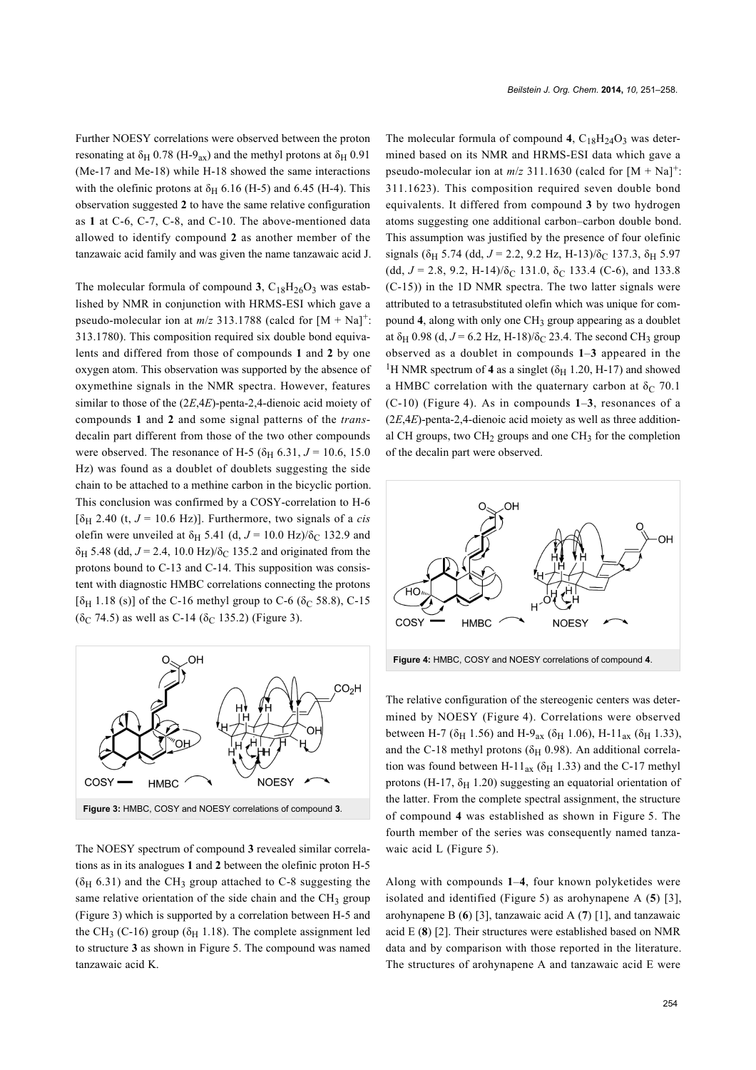Further NOESY correlations were observed between the proton resonating at $\delta_H$ 0.78 (H-9$_{ax}$) and the methyl protons at $\delta_H$ 0.91 (Me-17 and Me-18) while H-18 showed the same interactions with the olefinic protons at $\delta_H$ 6.16 (H-5) and 6.45 (H-4). This observation suggested **2** to have the same relative configuration as **1** at C-6, C-7, C-8, and C-10. The above-mentioned data allowed to identify compound **2** as another member of the tanzawaic acid family and was given the name tanzawaic acid J.

The molecular formula of compound **3**, $C_{18}H_{26}O_3$ was established by NMR in conjunction with HRMS-ESI which gave a pseudo-molecular ion at *m*/*z* 313.1788 (calcd for $[M + Na]^+$: 313.1780). This composition required six double bond equivalents and differed from those of compounds **1** and **2** by one oxygen atom. This observation was supported by the absence of oxymethine signals in the NMR spectra. However, features similar to those of the (2*E*,4*E*)-penta-2,4-dienoic acid moiety of compounds **1** and **2** and some signal patterns of the *trans*-decalin part different from those of the two other compounds were observed. The resonance of H-5 ($\delta_H$ 6.31, $J$ = 10.6, 15.0 Hz) was found as a doublet of doublets suggesting the side chain to be attached to a methine carbon in the bicyclic portion. This conclusion was confirmed by a COSY-correlation to H-6 [$\delta_H$ 2.40 (t, $J$ = 10.6 Hz)]. Furthermore, two signals of a *cis* olefin were unveiled at $\delta_H$ 5.41 (d, $J$ = 10.0 Hz)/$\delta_C$ 132.9 and $\delta_H$ 5.48 (dd, $J$ = 2.4, 10.0 Hz)/$\delta_C$ 135.2 and originated from the protons bound to C-13 and C-14. This supposition was consistent with diagnostic HMBC correlations connecting the protons [$\delta_H$ 1.18 (s)] of the C-16 methyl group to C-6 ($\delta_C$ 58.8), C-15 ($\delta_C$ 74.5) as well as C-14 ($\delta_C$ 135.2) (Figure 3).

**Figure 3:** HMBC, COSY and NOESY correlations of compound **3**.

The NOESY spectrum of compound **3** revealed similar correlations as in its analogues **1** and **2** between the olefinic proton H-5 ($\delta_H$ 6.31) and the $CH_3$ group attached to C-8 suggesting the same relative orientation of the side chain and the $CH_3$ group (Figure 3) which is supported by a correlation between H-5 and the $CH_3$ (C-16) group ($\delta_H$ 1.18). The complete assignment led to structure **3** as shown in Figure 5. The compound was named tanzawaic acid K.

The molecular formula of compound **4**, $C_{18}H_{24}O_3$ was determined based on its NMR and HRMS-ESI data which gave a pseudo-molecular ion at *m*/*z* 311.1630 (calcd for $[M + Na]^+$: 311.1623). This composition required seven double bond equivalents. It differed from compound **3** by two hydrogen atoms suggesting one additional carbon–carbon double bond. This assumption was justified by the presence of four olefinic signals ($\delta_H$ 5.74 (dd, $J$ = 2.2, 9.2 Hz, H-13)/$\delta_C$ 137.3, $\delta_H$ 5.97 (dd, $J$ = 2.8, 9.2, H-14)/$\delta_C$ 131.0, $\delta_C$ 133.4 (C-6), and 133.8 (C-15)) in the 1D NMR spectra. The two latter signals were attributed to a tetrasubstituted olefin which was unique for compound **4**, along with only one $CH_3$ group appearing as a doublet at $\delta_H$ 0.98 (d, $J$ = 6.2 Hz, H-18)/$\delta_C$ 23.4. The second $CH_3$ group observed as a doublet in compounds **1**–**3** appeared in the $^1$H NMR spectrum of **4** as a singlet ($\delta_H$ 1.20, H-17) and showed a HMBC correlation with the quaternary carbon at $\delta_C$ 70.1 (C-10) (Figure 4). As in compounds **1**–**3**, resonances of a (2*E*,4*E*)-penta-2,4-dienoic acid moiety as well as three additional CH groups, two $CH_2$ groups and one $CH_3$ for the completion of the decalin part were observed.

**Figure 4:** HMBC, COSY and NOESY correlations of compound **4**.

The relative configuration of the stereogenic centers was determined by NOESY (Figure 4). Correlations were observed between H-7 ($\delta_H$ 1.56) and H-9$_{ax}$ ($\delta_H$ 1.06), H-11$_{ax}$ ($\delta_H$ 1.33), and the C-18 methyl protons ($\delta_H$ 0.98). An additional correlation was found between H-11$_{ax}$ ($\delta_H$ 1.33) and the C-17 methyl protons (H-17, $\delta_H$ 1.20) suggesting an equatorial orientation of the latter. From the complete spectral assignment, the structure of compound **4** was established as shown in Figure 5. The fourth member of the series was consequently named tanzawaic acid L (Figure 5).

Along with compounds **1**–**4**, four known polyketides were isolated and identified (Figure 5) as arohynapene A (**5**) [3], arohynapene B (**6**) [3], tanzawaic acid A (**7**) [1], and tanzawaic acid E (**8**) [2]. Their structures were established based on NMR data and by comparison with those reported in the literature. The structures of arohynapene A and tanzawaic acid E were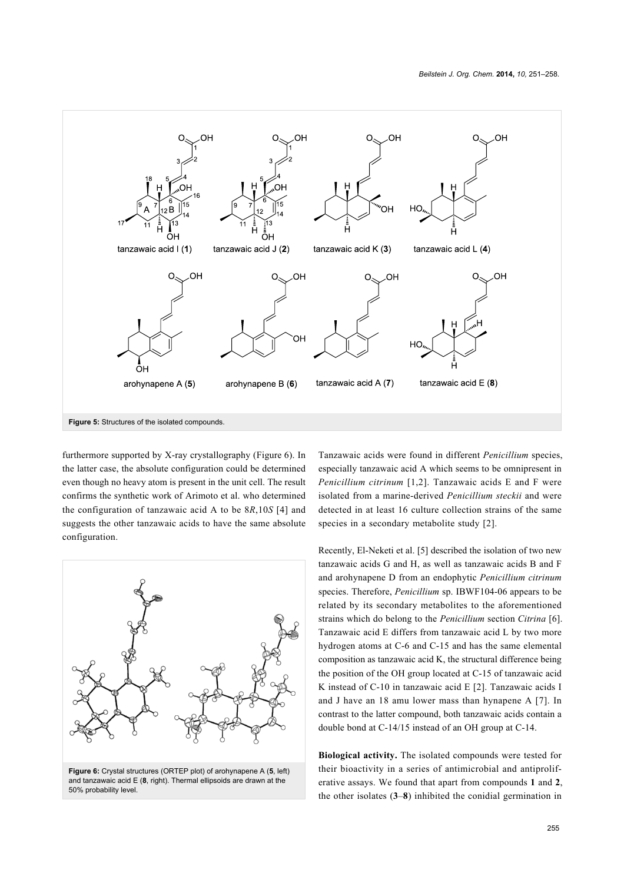Figure 5: Structures of the isolated compounds.

furthermore supported by X-ray crystallography (Figure 6). In the latter case, the absolute configuration could be determined even though no heavy atom is present in the unit cell. The result confirms the synthetic work of Arimoto et al. who determined the configuration of tanzawaic acid A to be 8*R*,10*S* [4] and suggests the other tanzawaic acids to have the same absolute configuration.

Figure 6: Crystal structures (ORTEP plot) of arohynapene A (**5**, left) and tanzawaic acid E (**8**, right). Thermal ellipsoids are drawn at the 50% probability level.

Tanzawaic acids were found in different *Penicillium* species, especially tanzawaic acid A which seems to be omnipresent in *Penicillium citrinum* [1,2]. Tanzawaic acids E and F were isolated from a marine-derived *Penicillium steckii* and were detected in at least 16 culture collection strains of the same species in a secondary metabolite study [2].

Recently, El-Neketi et al. [5] described the isolation of two new tanzawaic acids G and H, as well as tanzawaic acids B and F and arohynapene D from an endophytic *Penicillium citrinum* species. Therefore, *Penicillium* sp. IBWF104-06 appears to be related by its secondary metabolites to the aforementioned strains which do belong to the *Penicillium* section *Citrina* [6]. Tanzawaic acid E differs from tanzawaic acid L by two more hydrogen atoms at C-6 and C-15 and has the same elemental composition as tanzawaic acid K, the structural difference being the position of the OH group located at C-15 of tanzawaic acid K instead of C-10 in tanzawaic acid E [2]. Tanzawaic acids I and J have an 18 amu lower mass than hynapene A [7]. In contrast to the latter compound, both tanzawaic acids contain a double bond at C-14/15 instead of an OH group at C-14.

**Biological activity.** The isolated compounds were tested for their bioactivity in a series of antimicrobial and antiproliferative assays. We found that apart from compounds **1** and **2**, the other isolates (**3**–**8**) inhibited the conidial germination in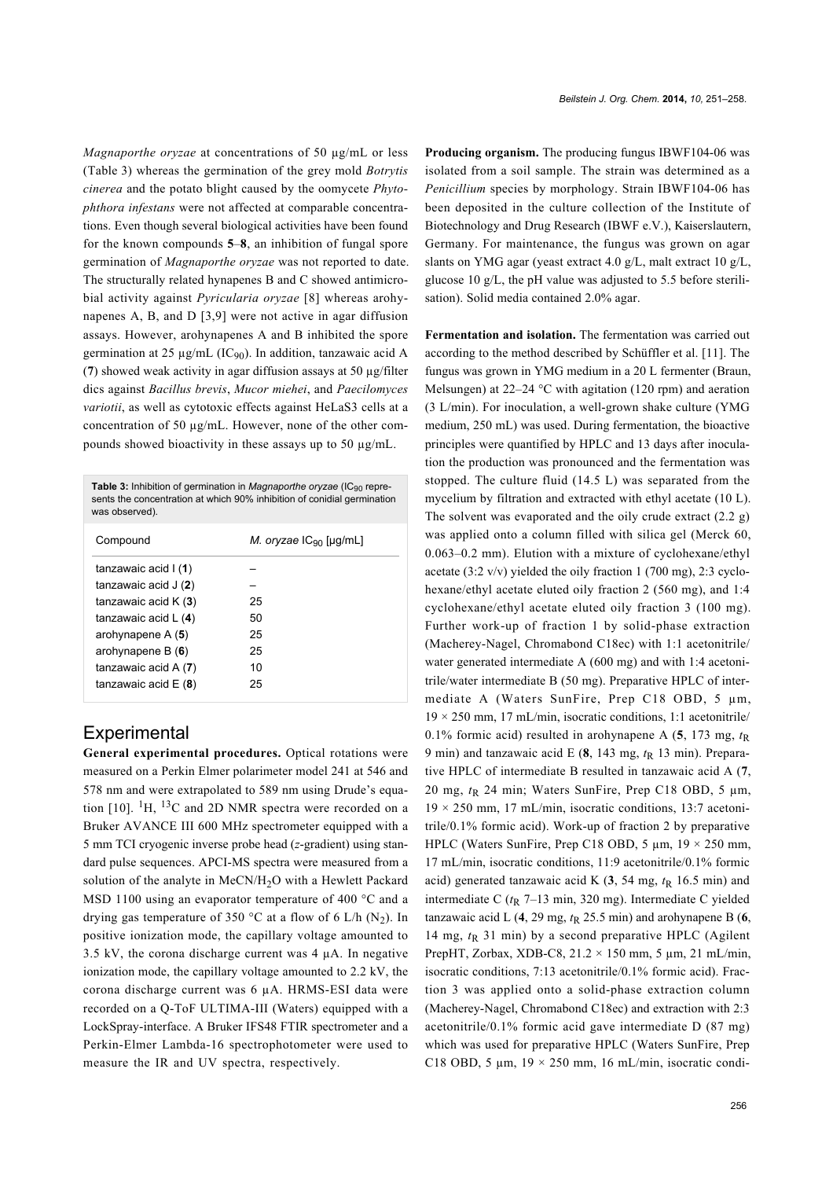*Magnaporthe oryzae* at concentrations of 50 µg/mL or less (Table 3) whereas the germination of the grey mold *Botrytis cinerea* and the potato blight caused by the oomycete *Phytophthora infestans* were not affected at comparable concentrations. Even though several biological activities have been found for the known compounds **5**–**8**, an inhibition of fungal spore germination of *Magnaporthe oryzae* was not reported to date. The structurally related hynapenes B and C showed antimicrobial activity against *Pyricularia oryzae* [8] whereas arohynapenes A, B, and D [3,9] were not active in agar diffusion assays. However, arohynapenes A and B inhibited the spore germination at 25 µg/mL ($IC_{90}$). In addition, tanzawaic acid A (**7**) showed weak activity in agar diffusion assays at 50 µg/filter dics against *Bacillus brevis*, *Mucor miehei*, and *Paecilomyces variotii*, as well as cytotoxic effects against HeLaS3 cells at a concentration of 50 µg/mL. However, none of the other compounds showed bioactivity in these assays up to 50 µg/mL.

**Table 3:** Inhibition of germination in *Magnaporthe oryzae* ($IC_{90}$ represents the concentration at which 90% inhibition of conidial germination was observed).

| Compound | *M. oryzae* $IC_{90}$ [µg/mL] |
|---|---|
| tanzawaic acid I (**1**) | – |
| tanzawaic acid J (**2**) | – |
| tanzawaic acid K (**3**) | 25 |
| tanzawaic acid L (**4**) | 50 |
| arohynapene A (**5**) | 25 |
| arohynapene B (**6**) | 25 |
| tanzawaic acid A (**7**) | 10 |
| tanzawaic acid E (**8**) | 25 |

## Experimental

**General experimental procedures.** Optical rotations were measured on a Perkin Elmer polarimeter model 241 at 546 and 578 nm and were extrapolated to 589 nm using Drude's equation [10]. $^{1}H$, $^{13}C$ and 2D NMR spectra were recorded on a Bruker AVANCE III 600 MHz spectrometer equipped with a 5 mm TCI cryogenic inverse probe head (*z*-gradient) using standard pulse sequences. APCI-MS spectra were measured from a solution of the analyte in $MeCN/H_2O$ with a Hewlett Packard MSD 1100 using an evaporator temperature of 400 °C and a drying gas temperature of 350 °C at a flow of 6 L/h ($N_2$). In positive ionization mode, the capillary voltage amounted to 3.5 kV, the corona discharge current was 4 µA. In negative ionization mode, the capillary voltage amounted to 2.2 kV, the corona discharge current was 6 µA. HRMS-ESI data were recorded on a Q-ToF ULTIMA-III (Waters) equipped with a LockSpray-interface. A Bruker IFS48 FTIR spectrometer and a Perkin-Elmer Lambda-16 spectrophotometer were used to measure the IR and UV spectra, respectively.

**Producing organism.** The producing fungus IBWF104-06 was isolated from a soil sample. The strain was determined as a *Penicillium* species by morphology. Strain IBWF104-06 has been deposited in the culture collection of the Institute of Biotechnology and Drug Research (IBWF e.V.), Kaiserslautern, Germany. For maintenance, the fungus was grown on agar slants on YMG agar (yeast extract 4.0 g/L, malt extract 10 g/L, glucose 10 g/L, the pH value was adjusted to 5.5 before sterilisation). Solid media contained 2.0% agar.

**Fermentation and isolation.** The fermentation was carried out according to the method described by Schüffler et al. [11]. The fungus was grown in YMG medium in a 20 L fermenter (Braun, Melsungen) at 22–24 °C with agitation (120 rpm) and aeration (3 L/min). For inoculation, a well-grown shake culture (YMG medium, 250 mL) was used. During fermentation, the bioactive principles were quantified by HPLC and 13 days after inoculation the production was pronounced and the fermentation was stopped. The culture fluid (14.5 L) was separated from the mycelium by filtration and extracted with ethyl acetate (10 L). The solvent was evaporated and the oily crude extract (2.2 g) was applied onto a column filled with silica gel (Merck 60, 0.063–0.2 mm). Elution with a mixture of cyclohexane/ethyl acetate (3:2 v/v) yielded the oily fraction 1 (700 mg), 2:3 cyclohexane/ethyl acetate eluted oily fraction 2 (560 mg), and 1:4 cyclohexane/ethyl acetate eluted oily fraction 3 (100 mg). Further work-up of fraction 1 by solid-phase extraction (Macherey-Nagel, Chromabond C18ec) with 1:1 acetonitrile/water generated intermediate A (600 mg) and with 1:4 acetonitrile/water intermediate B (50 mg). Preparative HPLC of intermediate A (Waters SunFire, Prep C18 OBD, 5 µm, 19 × 250 mm, 17 mL/min, isocratic conditions, 1:1 acetonitrile/0.1% formic acid) resulted in arohynapene A (**5**, 173 mg, $t_R$ 9 min) and tanzawaic acid E (**8**, 143 mg, $t_R$ 13 min). Preparative HPLC of intermediate B resulted in tanzawaic acid A (**7**, 20 mg, $t_R$ 24 min; Waters SunFire, Prep C18 OBD, 5 µm, 19 × 250 mm, 17 mL/min, isocratic conditions, 13:7 acetonitrile/0.1% formic acid). Work-up of fraction 2 by preparative HPLC (Waters SunFire, Prep C18 OBD, 5 µm, 19 × 250 mm, 17 mL/min, isocratic conditions, 11:9 acetonitrile/0.1% formic acid) generated tanzawaic acid K (**3**, 54 mg, $t_R$ 16.5 min) and intermediate C ($t_R$ 7–13 min, 320 mg). Intermediate C yielded tanzawaic acid L (**4**, 29 mg, $t_R$ 25.5 min) and arohynapene B (**6**, 14 mg, $t_R$ 31 min) by a second preparative HPLC (Agilent PrepHT, Zorbax, XDB-C8, 21.2 × 150 mm, 5 µm, 21 mL/min, isocratic conditions, 7:13 acetonitrile/0.1% formic acid). Fraction 3 was applied onto a solid-phase extraction column (Macherey-Nagel, Chromabond C18ec) and extraction with 2:3 acetonitrile/0.1% formic acid gave intermediate D (87 mg) which was used for preparative HPLC (Waters SunFire, Prep C18 OBD, 5 µm, 19 × 250 mm, 16 mL/min, isocratic condi-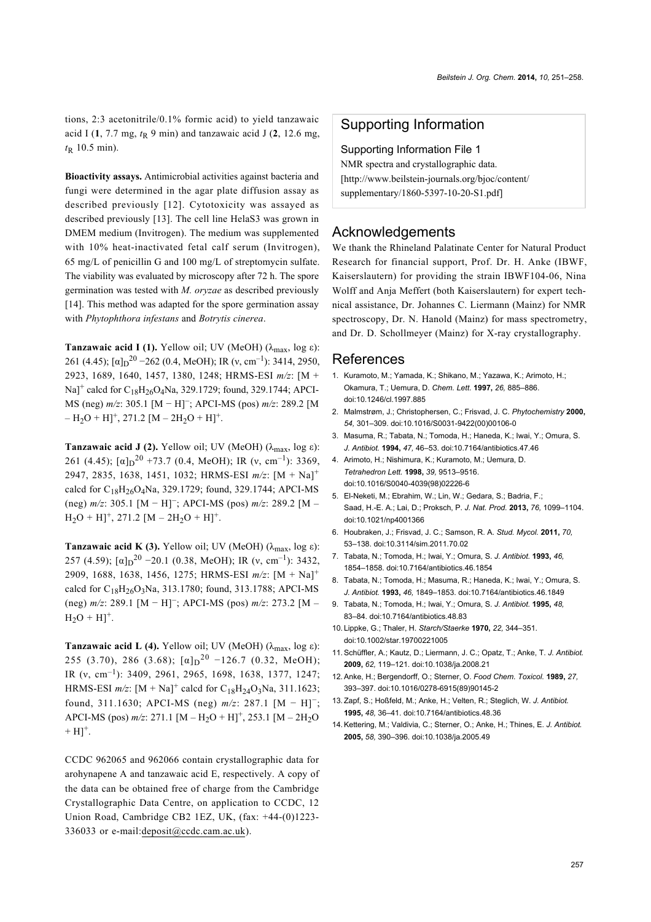tions, 2:3 acetonitrile/0.1% formic acid) to yield tanzawaic acid I (**1**, 7.7 mg, $t_R$ 9 min) and tanzawaic acid J (**2**, 12.6 mg, $t_R$ 10.5 min).

**Bioactivity assays.** Antimicrobial activities against bacteria and fungi were determined in the agar plate diffusion assay as described previously [12]. Cytotoxicity was assayed as described previously [13]. The cell line HelaS3 was grown in DMEM medium (Invitrogen). The medium was supplemented with 10% heat-inactivated fetal calf serum (Invitrogen), 65 mg/L of penicillin G and 100 mg/L of streptomycin sulfate. The viability was evaluated by microscopy after 72 h. The spore germination was tested with *M. oryzae* as described previously [14]. This method was adapted for the spore germination assay with *Phytophthora infestans* and *Botrytis cinerea*.

**Tanzawaic acid I (1).** Yellow oil; UV (MeOH) ($\lambda_{max}$, log ε): 261 (4.45); $[\alpha]_D^{20}$ −262 (0.4, MeOH); IR (ν, $cm^{-1}$): 3414, 2950, 2923, 1689, 1640, 1457, 1380, 1248; HRMS-ESI *m/z*: $[M + Na]^+$ calcd for $C_{18}H_{26}O_4Na$, 329.1729; found, 329.1744; APCI-MS (neg) *m/z*: 305.1 $[M − H]^−$; APCI-MS (pos) *m/z*: 289.2 $[M − H_2O + H]^+$, 271.2 $[M − 2H_2O + H]^+$.

**Tanzawaic acid J (2).** Yellow oil; UV (MeOH) ($\lambda_{max}$, log ε): 261 (4.45); $[\alpha]_D^{20}$ +73.7 (0.4, MeOH); IR (ν, $cm^{-1}$): 3369, 2947, 2835, 1638, 1451, 1032; HRMS-ESI *m/z*: $[M + Na]^+$ calcd for $C_{18}H_{26}O_4Na$, 329.1729; found, 329.1744; APCI-MS (neg) *m/z*: 305.1 $[M − H]^−$; APCI-MS (pos) *m/z*: 289.2 $[M − H_2O + H]^+$, 271.2 $[M − 2H_2O + H]^+$.

**Tanzawaic acid K (3).** Yellow oil; UV (MeOH) ($\lambda_{max}$, log ε): 257 (4.59); $[\alpha]_D^{20}$ −20.1 (0.38, MeOH); IR (ν, $cm^{-1}$): 3432, 2909, 1688, 1638, 1456, 1275; HRMS-ESI *m/z*: $[M + Na]^+$ calcd for $C_{18}H_{26}O_3Na$, 313.1780; found, 313.1788; APCI-MS (neg) *m/z*: 289.1 $[M − H]^−$; APCI-MS (pos) *m/z*: 273.2 $[M − H_2O + H]^+$.

**Tanzawaic acid L (4).** Yellow oil; UV (MeOH) ($\lambda_{max}$, log ε): 255 (3.70), 286 (3.68); $[\alpha]_D^{20}$ −126.7 (0.32, MeOH); IR (ν, $cm^{-1}$): 3409, 2961, 2965, 1698, 1638, 1377, 1247; HRMS-ESI *m/z*: $[M + Na]^+$ calcd for $C_{18}H_{24}O_3Na$, 311.1623; found, 311.1630; APCI-MS (neg) *m/z*: 287.1 $[M − H]^−$; APCI-MS (pos) *m/z*: 271.1 $[M − H_2O + H]^+$, 253.1 $[M − 2H_2O + H]^+$.

CCDC 962065 and 962066 contain crystallographic data for arohynapene A and tanzawaic acid E, respectively. A copy of the data can be obtained free of charge from the Cambridge Crystallographic Data Centre, on application to CCDC, 12 Union Road, Cambridge CB2 1EZ, UK, (fax: +44-(0)1223-336033 or e-mail:deposit@ccdc.cam.ac.uk).

## Supporting Information

Supporting Information File 1
NMR spectra and crystallographic data.
[http://www.beilstein-journals.org/bjoc/content/supplementary/1860-5397-10-20-S1.pdf]

## Acknowledgements

We thank the Rhineland Palatinate Center for Natural Product Research for financial support, Prof. Dr. H. Anke (IBWF, Kaiserslautern) for providing the strain IBWF104-06, Nina Wolff and Anja Meffert (both Kaiserslautern) for expert technical assistance, Dr. Johannes C. Liermann (Mainz) for NMR spectroscopy, Dr. N. Hanold (Mainz) for mass spectrometry, and Dr. D. Schollmeyer (Mainz) for X-ray crystallography.

## References

1. Kuramoto, M.; Yamada, K.; Shikano, M.; Yazawa, K.; Arimoto, H.; Okamura, T.; Uemura, D. *Chem. Lett.* **1997,** *26,* 885–886. doi:10.1246/cl.1997.885
2. Malmstrøm, J.; Christophersen, C.; Frisvad, J. C. *Phytochemistry* **2000,** *54,* 301–309. doi:10.1016/S0031-9422(00)00106-0
3. Masuma, R.; Tabata, N.; Tomoda, H.; Haneda, K.; Iwai, Y.; Omura, S. *J. Antibiot.* **1994,** *47,* 46–53. doi:10.7164/antibiotics.47.46
4. Arimoto, H.; Nishimura, K.; Kuramoto, M.; Uemura, D. *Tetrahedron Lett.* **1998,** *39,* 9513–9516. doi:10.1016/S0040-4039(98)02226-6
5. El-Neketi, M.; Ebrahim, W.; Lin, W.; Gedara, S.; Badria, F.; Saad, H.-E. A.; Lai, D.; Proksch, P. *J. Nat. Prod.* **2013,** *76,* 1099–1104. doi:10.1021/np4001366
6. Houbraken, J.; Frisvad, J. C.; Samson, R. A. *Stud. Mycol.* **2011,** *70,* 53–138. doi:10.3114/sim.2011.70.02
7. Tabata, N.; Tomoda, H.; Iwai, Y.; Omura, S. *J. Antibiot.* **1993,** *46,* 1854–1858. doi:10.7164/antibiotics.46.1854
8. Tabata, N.; Tomoda, H.; Masuma, R.; Haneda, K.; Iwai, Y.; Omura, S. *J. Antibiot.* **1993,** *46,* 1849–1853. doi:10.7164/antibiotics.46.1849
9. Tabata, N.; Tomoda, H.; Iwai, Y.; Omura, S. *J. Antibiot.* **1995,** *48,* 83–84. doi:10.7164/antibiotics.48.83
10. Lippke, G.; Thaler, H. *Starch/Staerke* **1970,** *22,* 344–351. doi:10.1002/star.19700221005
11. Schüffler, A.; Kautz, D.; Liermann, J. C.; Opatz, T.; Anke, T. *J. Antibiot.* **2009,** *62,* 119–121. doi:10.1038/ja.2008.21
12. Anke, H.; Bergendorff, O.; Sterner, O. *Food Chem. Toxicol.* **1989,** *27,* 393–397. doi:10.1016/0278-6915(89)90145-2
13. Zapf, S.; Hoßfeld, M.; Anke, H.; Velten, R.; Steglich, W. *J. Antibiot.* **1995,** *48,* 36–41. doi:10.7164/antibiotics.48.36
14. Kettering, M.; Valdivia, C.; Sterner, O.; Anke, H.; Thines, E. *J. Antibiot.* **2005,** *58,* 390–396. doi:10.1038/ja.2005.49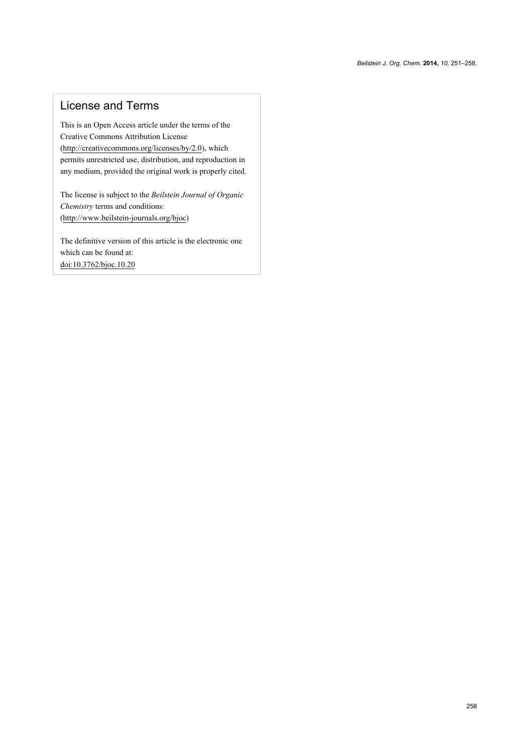## License and Terms

This is an Open Access article under the terms of the Creative Commons Attribution License (http://creativecommons.org/licenses/by/2.0), which permits unrestricted use, distribution, and reproduction in any medium, provided the original work is properly cited.

The license is subject to the *Beilstein Journal of Organic Chemistry* terms and conditions: (http://www.beilstein-journals.org/bjoc)

The definitive version of this article is the electronic one which can be found at:
doi:10.3762/bjoc.10.20